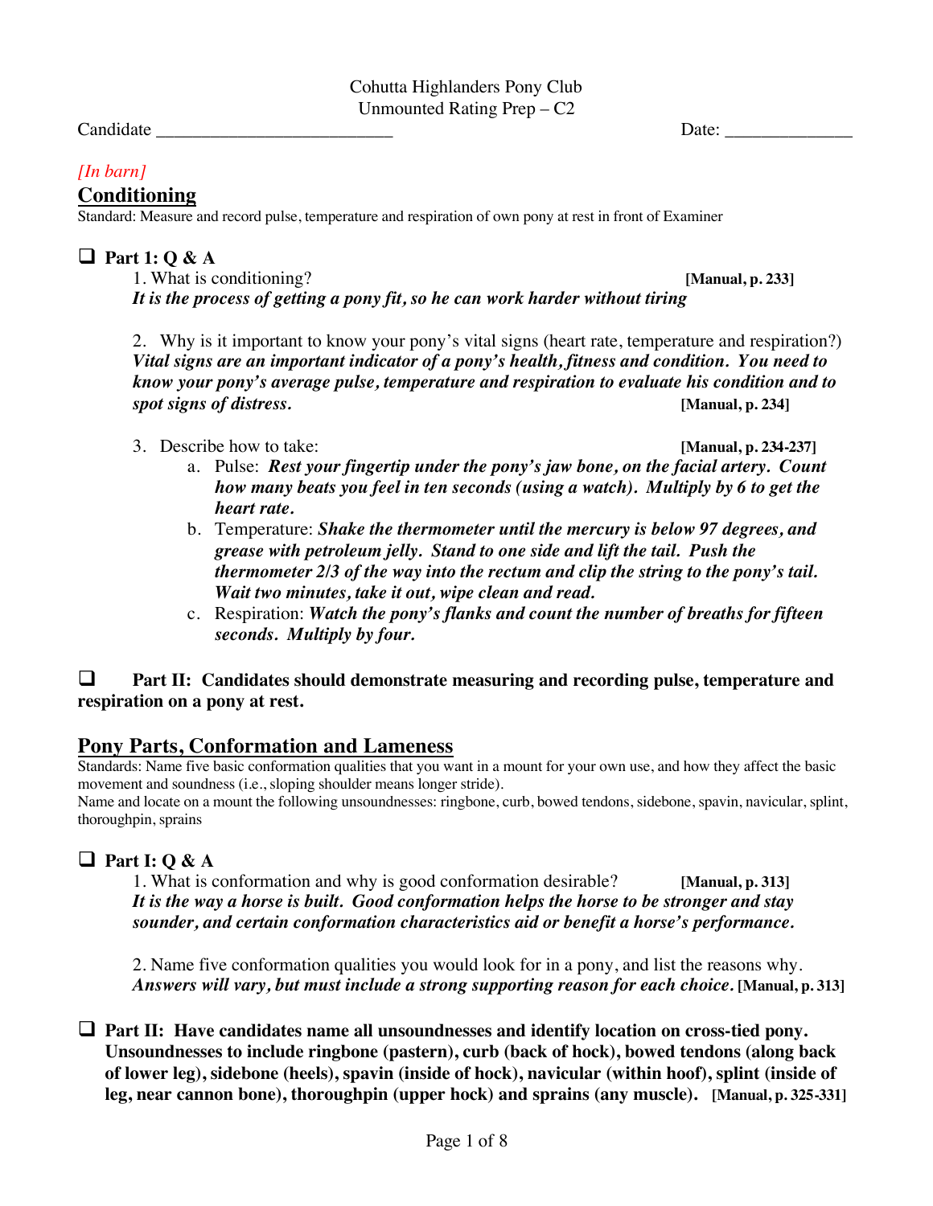Cohutta Highlanders Pony Club
Unmounted Rating Prep – C2

Candidate ___________________________ Date: ______________

*[In barn]*

## Conditioning

Standard: Measure and record pulse, temperature and respiration of own pony at rest in front of Examiner

### ❑ Part 1: Q & A

1. What is conditioning? **[Manual, p. 233]**
***It is the process of getting a pony fit, so he can work harder without tiring***

2. Why is it important to know your pony's vital signs (heart rate, temperature and respiration?)
***Vital signs are an important indicator of a pony's health, fitness and condition. You need to know your pony's average pulse, temperature and respiration to evaluate his condition and to spot signs of distress.*** **[Manual, p. 234]**

3. Describe how to take: **[Manual, p. 234-237]**
   a. Pulse: ***Rest your fingertip under the pony's jaw bone, on the facial artery. Count how many beats you feel in ten seconds (using a watch). Multiply by 6 to get the heart rate.***
   b. Temperature: ***Shake the thermometer until the mercury is below 97 degrees, and grease with petroleum jelly. Stand to one side and lift the tail. Push the thermometer 2/3 of the way into the rectum and clip the string to the pony's tail. Wait two minutes, take it out, wipe clean and read.***
   c. Respiration: ***Watch the pony's flanks and count the number of breaths for fifteen seconds. Multiply by four.***

❑ **Part II: Candidates should demonstrate measuring and recording pulse, temperature and respiration on a pony at rest.**

## Pony Parts, Conformation and Lameness

Standards: Name five basic conformation qualities that you want in a mount for your own use, and how they affect the basic movement and soundness (i.e., sloping shoulder means longer stride).
Name and locate on a mount the following unsoundnesses: ringbone, curb, bowed tendons, sidebone, spavin, navicular, splint, thoroughpin, sprains

### ❑ Part I: Q & A

1. What is conformation and why is good conformation desirable? **[Manual, p. 313]**
***It is the way a horse is built. Good conformation helps the horse to be stronger and stay sounder, and certain conformation characteristics aid or benefit a horse's performance.***

2. Name five conformation qualities you would look for in a pony, and list the reasons why.
***Answers will vary, but must include a strong supporting reason for each choice.*** **[Manual, p. 313]**

❑ **Part II: Have candidates name all unsoundnesses and identify location on cross-tied pony. Unsoundnesses to include ringbone (pastern), curb (back of hock), bowed tendons (along back of lower leg), sidebone (heels), spavin (inside of hock), navicular (within hoof), splint (inside of leg, near cannon bone), thoroughpin (upper hock) and sprains (any muscle). [Manual, p. 325-331]**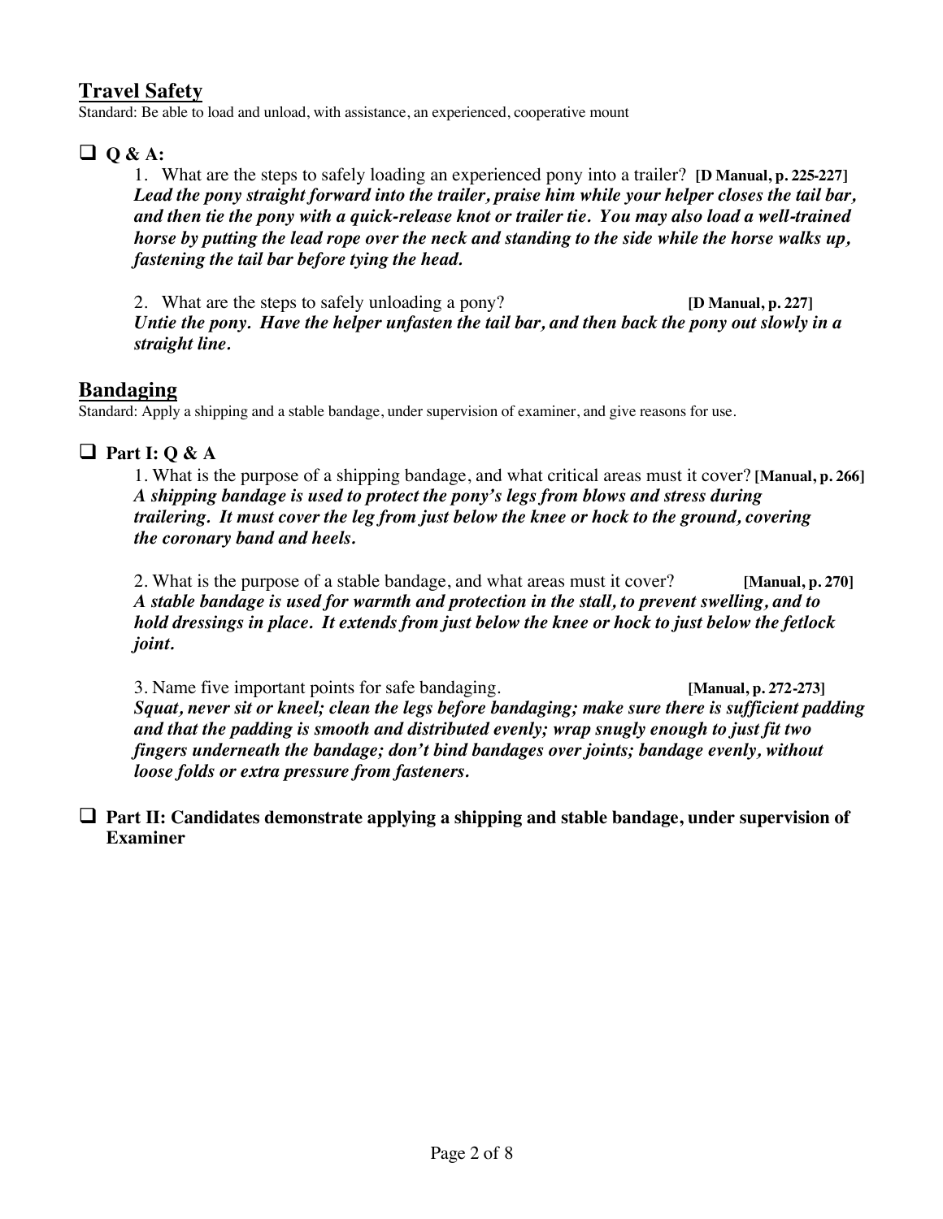## Travel Safety

Standard: Be able to load and unload, with assistance, an experienced, cooperative mount

- [ ] **Q & A:**

    1. What are the steps to safely loading an experienced pony into a trailer? **[D Manual, p. 225-227]**
    ***Lead the pony straight forward into the trailer, praise him while your helper closes the tail bar, and then tie the pony with a quick-release knot or trailer tie. You may also load a well-trained horse by putting the lead rope over the neck and standing to the side while the horse walks up, fastening the tail bar before tying the head.***

    2. What are the steps to safely unloading a pony? **[D Manual, p. 227]**
    ***Untie the pony. Have the helper unfasten the tail bar, and then back the pony out slowly in a straight line.***

## Bandaging

Standard: Apply a shipping and a stable bandage, under supervision of examiner, and give reasons for use.

- [ ] **Part I: Q & A**

    1. What is the purpose of a shipping bandage, and what critical areas must it cover? **[Manual, p. 266]**
    ***A shipping bandage is used to protect the pony's legs from blows and stress during trailering. It must cover the leg from just below the knee or hock to the ground, covering the coronary band and heels.***

    2. What is the purpose of a stable bandage, and what areas must it cover? **[Manual, p. 270]**
    ***A stable bandage is used for warmth and protection in the stall, to prevent swelling, and to hold dressings in place. It extends from just below the knee or hock to just below the fetlock joint.***

    3. Name five important points for safe bandaging. **[Manual, p. 272-273]**
    ***Squat, never sit or kneel; clean the legs before bandaging; make sure there is sufficient padding and that the padding is smooth and distributed evenly; wrap snugly enough to just fit two fingers underneath the bandage; don't bind bandages over joints; bandage evenly, without loose folds or extra pressure from fasteners.***

- [ ] **Part II: Candidates demonstrate applying a shipping and stable bandage, under supervision of Examiner**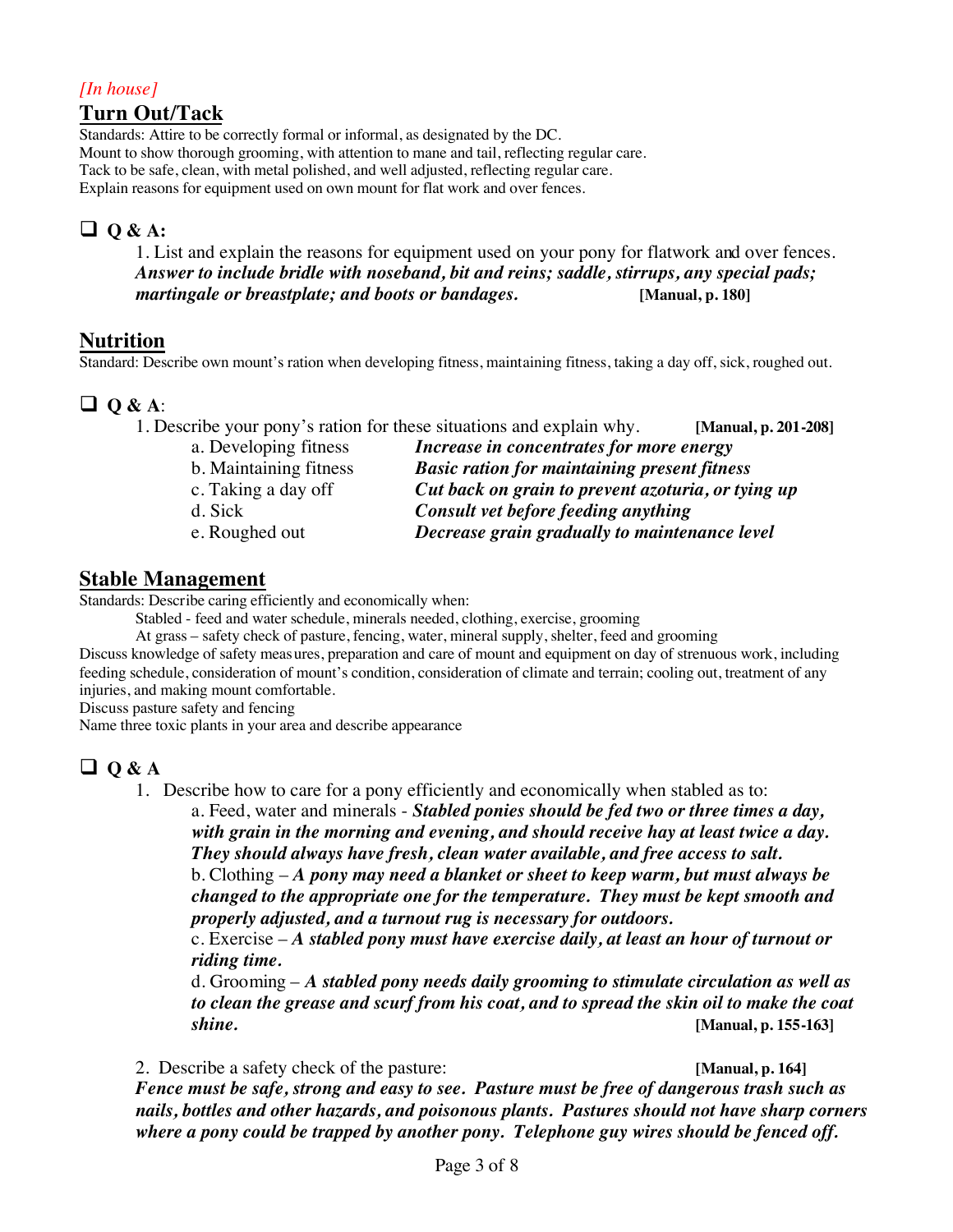*[In house]*

## Turn Out/Tack

Standards: Attire to be correctly formal or informal, as designated by the DC.
Mount to show thorough grooming, with attention to mane and tail, reflecting regular care.
Tack to be safe, clean, with metal polished, and well adjusted, reflecting regular care.
Explain reasons for equipment used on own mount for flat work and over fences.

### ❑ Q & A:

1. List and explain the reasons for equipment used on your pony for flatwork and over fences.
***Answer to include bridle with noseband, bit and reins; saddle, stirrups, any special pads; martingale or breastplate; and boots or bandages.*** **[Manual, p. 180]**

## Nutrition

Standard: Describe own mount's ration when developing fitness, maintaining fitness, taking a day off, sick, roughed out.

### ❑ Q & A:

1. Describe your pony's ration for these situations and explain why. **[Manual, p. 201-208]**
   - a. Developing fitness — ***Increase in concentrates for more energy***
   - b. Maintaining fitness — ***Basic ration for maintaining present fitness***
   - c. Taking a day off — ***Cut back on grain to prevent azoturia, or tying up***
   - d. Sick — ***Consult vet before feeding anything***
   - e. Roughed out — ***Decrease grain gradually to maintenance level***

## Stable Management

Standards: Describe caring efficiently and economically when:
Stabled - feed and water schedule, minerals needed, clothing, exercise, grooming
At grass – safety check of pasture, fencing, water, mineral supply, shelter, feed and grooming
Discuss knowledge of safety measures, preparation and care of mount and equipment on day of strenuous work, including feeding schedule, consideration of mount's condition, consideration of climate and terrain; cooling out, treatment of any injuries, and making mount comfortable.
Discuss pasture safety and fencing
Name three toxic plants in your area and describe appearance

### ❑ Q & A

1. Describe how to care for a pony efficiently and economically when stabled as to:
   a. Feed, water and minerals - ***Stabled ponies should be fed two or three times a day, with grain in the morning and evening, and should receive hay at least twice a day. They should always have fresh, clean water available, and free access to salt.***
   b. Clothing – ***A pony may need a blanket or sheet to keep warm, but must always be changed to the appropriate one for the temperature. They must be kept smooth and properly adjusted, and a turnout rug is necessary for outdoors.***
   c. Exercise – ***A stabled pony must have exercise daily, at least an hour of turnout or riding time.***
   d. Grooming – ***A stabled pony needs daily grooming to stimulate circulation as well as to clean the grease and scurf from his coat, and to spread the skin oil to make the coat shine.*** **[Manual, p. 155-163]**

2. Describe a safety check of the pasture: **[Manual, p. 164]**
***Fence must be safe, strong and easy to see. Pasture must be free of dangerous trash such as nails, bottles and other hazards, and poisonous plants. Pastures should not have sharp corners where a pony could be trapped by another pony. Telephone guy wires should be fenced off.***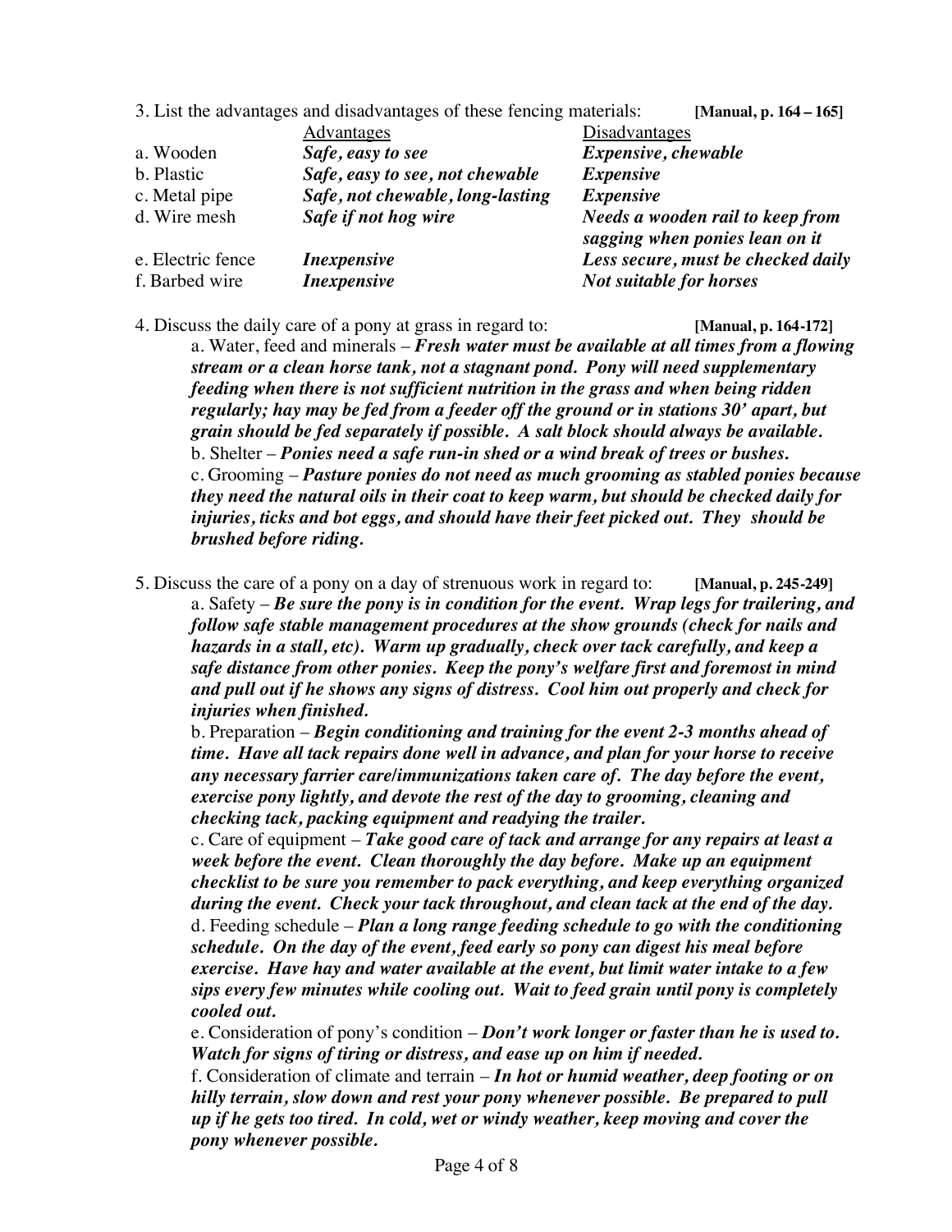3. List the advantages and disadvantages of these fencing materials: **[Manual, p. 164 – 165]**

| | Advantages | Disadvantages |
|---|---|---|
| a. Wooden | ***Safe, easy to see*** | ***Expensive, chewable*** |
| b. Plastic | ***Safe, easy to see, not chewable*** | ***Expensive*** |
| c. Metal pipe | ***Safe, not chewable, long-lasting*** | ***Expensive*** |
| d. Wire mesh | ***Safe if not hog wire*** | ***Needs a wooden rail to keep from sagging when ponies lean on it*** |
| e. Electric fence | ***Inexpensive*** | ***Less secure, must be checked daily*** |
| f. Barbed wire | ***Inexpensive*** | ***Not suitable for horses*** |

4. Discuss the daily care of a pony at grass in regard to: **[Manual, p. 164-172]**

a. Water, feed and minerals – ***Fresh water must be available at all times from a flowing stream or a clean horse tank, not a stagnant pond. Pony will need supplementary feeding when there is not sufficient nutrition in the grass and when being ridden regularly; hay may be fed from a feeder off the ground or in stations 30' apart, but grain should be fed separately if possible. A salt block should always be available.***

b. Shelter – ***Ponies need a safe run-in shed or a wind break of trees or bushes.***

c. Grooming – ***Pasture ponies do not need as much grooming as stabled ponies because they need the natural oils in their coat to keep warm, but should be checked daily for injuries, ticks and bot eggs, and should have their feet picked out. They should be brushed before riding.***

5. Discuss the care of a pony on a day of strenuous work in regard to: **[Manual, p. 245-249]**

a. Safety – ***Be sure the pony is in condition for the event. Wrap legs for trailering, and follow safe stable management procedures at the show grounds (check for nails and hazards in a stall, etc). Warm up gradually, check over tack carefully, and keep a safe distance from other ponies. Keep the pony's welfare first and foremost in mind and pull out if he shows any signs of distress. Cool him out properly and check for injuries when finished.***

b. Preparation – ***Begin conditioning and training for the event 2-3 months ahead of time. Have all tack repairs done well in advance, and plan for your horse to receive any necessary farrier care/immunizations taken care of. The day before the event, exercise pony lightly, and devote the rest of the day to grooming, cleaning and checking tack, packing equipment and readying the trailer.***

c. Care of equipment – ***Take good care of tack and arrange for any repairs at least a week before the event. Clean thoroughly the day before. Make up an equipment checklist to be sure you remember to pack everything, and keep everything organized during the event. Check your tack throughout, and clean tack at the end of the day.***

d. Feeding schedule – ***Plan a long range feeding schedule to go with the conditioning schedule. On the day of the event, feed early so pony can digest his meal before exercise. Have hay and water available at the event, but limit water intake to a few sips every few minutes while cooling out. Wait to feed grain until pony is completely cooled out.***

e. Consideration of pony's condition – ***Don't work longer or faster than he is used to. Watch for signs of tiring or distress, and ease up on him if needed.***

f. Consideration of climate and terrain – ***In hot or humid weather, deep footing or on hilly terrain, slow down and rest your pony whenever possible. Be prepared to pull up if he gets too tired. In cold, wet or windy weather, keep moving and cover the pony whenever possible.***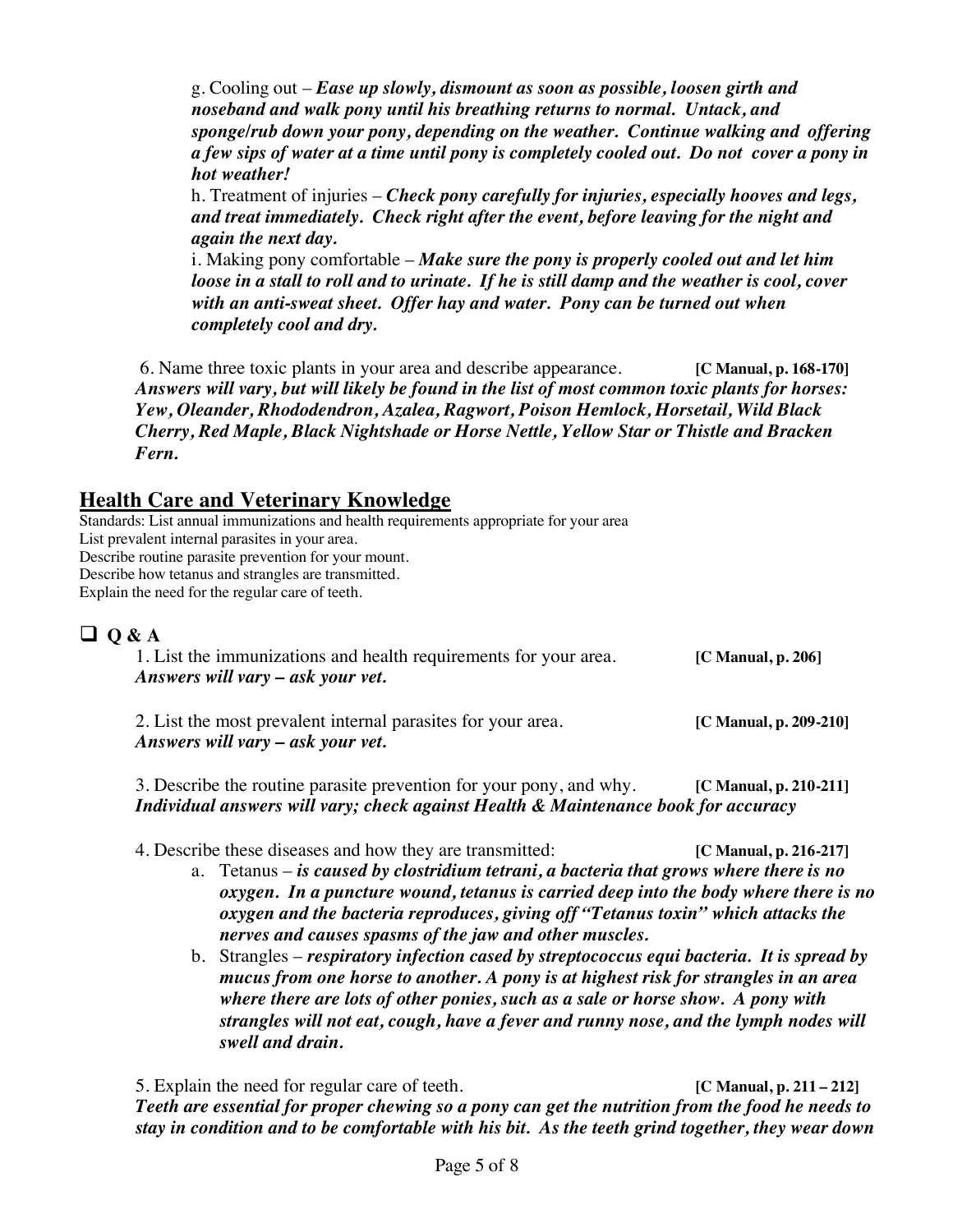g. Cooling out – ***Ease up slowly, dismount as soon as possible, loosen girth and noseband and walk pony until his breathing returns to normal. Untack, and sponge/rub down your pony, depending on the weather. Continue walking and offering a few sips of water at a time until pony is completely cooled out. Do not cover a pony in hot weather!***

h. Treatment of injuries – ***Check pony carefully for injuries, especially hooves and legs, and treat immediately. Check right after the event, before leaving for the night and again the next day.***

i. Making pony comfortable – ***Make sure the pony is properly cooled out and let him loose in a stall to roll and to urinate. If he is still damp and the weather is cool, cover with an anti-sweat sheet. Offer hay and water. Pony can be turned out when completely cool and dry.***

6. Name three toxic plants in your area and describe appearance. **[C Manual, p. 168-170]**
***Answers will vary, but will likely be found in the list of most common toxic plants for horses: Yew, Oleander, Rhododendron, Azalea, Ragwort, Poison Hemlock, Horsetail, Wild Black Cherry, Red Maple, Black Nightshade or Horse Nettle, Yellow Star or Thistle and Bracken Fern.***

## Health Care and Veterinary Knowledge

Standards: List annual immunizations and health requirements appropriate for your area
List prevalent internal parasites in your area.
Describe routine parasite prevention for your mount.
Describe how tetanus and strangles are transmitted.
Explain the need for the regular care of teeth.

### ☐ Q & A

1. List the immunizations and health requirements for your area. **[C Manual, p. 206]**
***Answers will vary – ask your vet.***

2. List the most prevalent internal parasites for your area. **[C Manual, p. 209-210]**
***Answers will vary – ask your vet.***

3. Describe the routine parasite prevention for your pony, and why. **[C Manual, p. 210-211]**
***Individual answers will vary; check against Health & Maintenance book for accuracy***

4. Describe these diseases and how they are transmitted: **[C Manual, p. 216-217]**
   a. Tetanus – ***is caused by clostridium tetrani, a bacteria that grows where there is no oxygen. In a puncture wound, tetanus is carried deep into the body where there is no oxygen and the bacteria reproduces, giving off "Tetanus toxin" which attacks the nerves and causes spasms of the jaw and other muscles.***
   b. Strangles – ***respiratory infection cased by streptococcus equi bacteria. It is spread by mucus from one horse to another. A pony is at highest risk for strangles in an area where there are lots of other ponies, such as a sale or horse show. A pony with strangles will not eat, cough, have a fever and runny nose, and the lymph nodes will swell and drain.***

5. Explain the need for regular care of teeth. **[C Manual, p. 211 – 212]**
***Teeth are essential for proper chewing so a pony can get the nutrition from the food he needs to stay in condition and to be comfortable with his bit. As the teeth grind together, they wear down***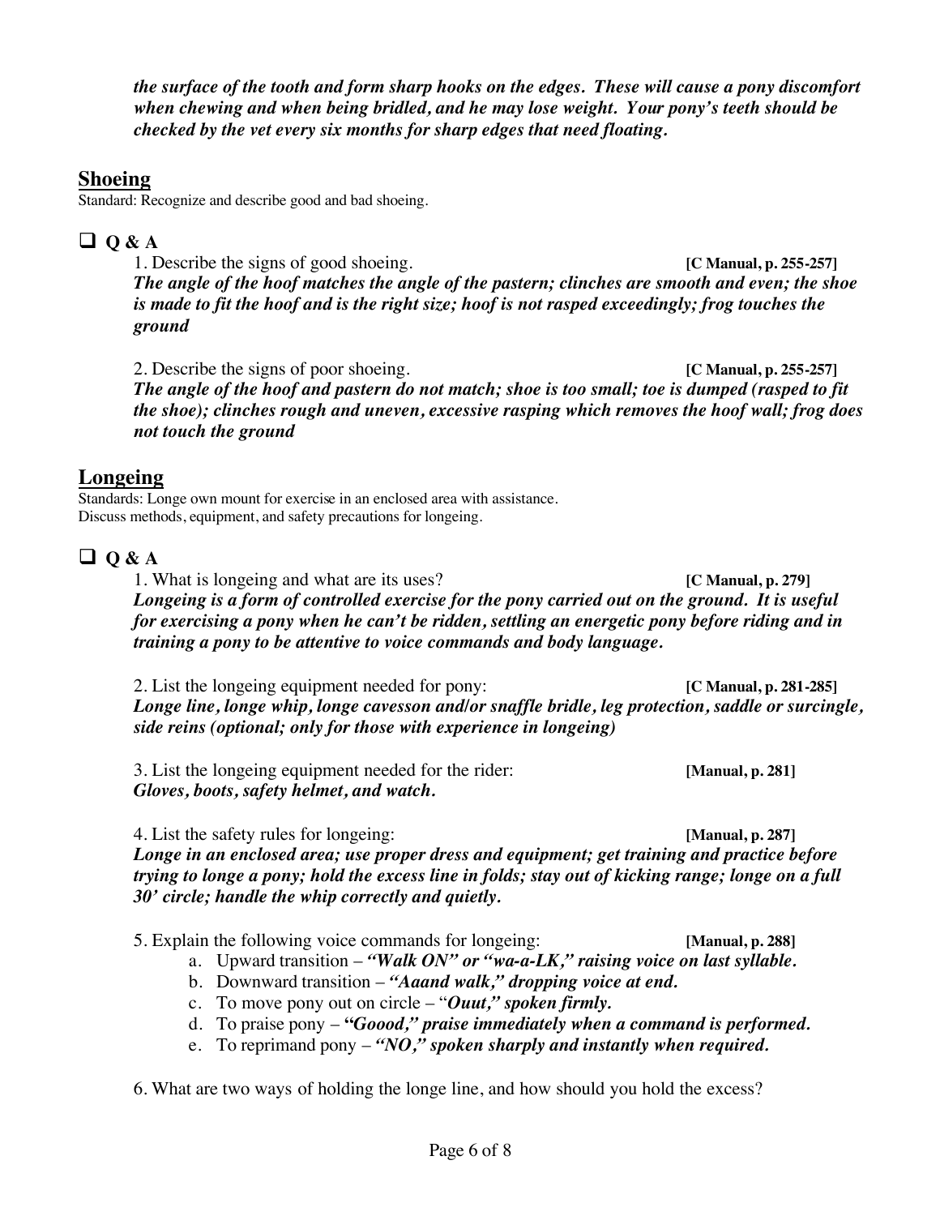***the surface of the tooth and form sharp hooks on the edges. These will cause a pony discomfort when chewing and when being bridled, and he may lose weight. Your pony's teeth should be checked by the vet every six months for sharp edges that need floating.***

## Shoeing

Standard: Recognize and describe good and bad shoeing.

### ❑ Q & A

1. Describe the signs of good shoeing. **[C Manual, p. 255-257]**
***The angle of the hoof matches the angle of the pastern; clinches are smooth and even; the shoe is made to fit the hoof and is the right size; hoof is not rasped exceedingly; frog touches the ground***

2. Describe the signs of poor shoeing. **[C Manual, p. 255-257]**
***The angle of the hoof and pastern do not match; shoe is too small; toe is dumped (rasped to fit the shoe); clinches rough and uneven, excessive rasping which removes the hoof wall; frog does not touch the ground***

## Longeing

Standards: Longe own mount for exercise in an enclosed area with assistance.
Discuss methods, equipment, and safety precautions for longeing.

### ❑ Q & A

1. What is longeing and what are its uses? **[C Manual, p. 279]**
***Longeing is a form of controlled exercise for the pony carried out on the ground. It is useful for exercising a pony when he can't be ridden, settling an energetic pony before riding and in training a pony to be attentive to voice commands and body language.***

2. List the longeing equipment needed for pony: **[C Manual, p. 281-285]**
***Longe line, longe whip, longe cavesson and/or snaffle bridle, leg protection, saddle or surcingle, side reins (optional; only for those with experience in longeing)***

3. List the longeing equipment needed for the rider: **[Manual, p. 281]**
***Gloves, boots, safety helmet, and watch.***

4. List the safety rules for longeing: **[Manual, p. 287]**
***Longe in an enclosed area; use proper dress and equipment; get training and practice before trying to longe a pony; hold the excess line in folds; stay out of kicking range; longe on a full 30' circle; handle the whip correctly and quietly.***

5. Explain the following voice commands for longeing: **[Manual, p. 288]**
   a. Upward transition – ***"Walk ON" or "wa-a-LK," raising voice on last syllable.***
   b. Downward transition – ***"Aaand walk," dropping voice at end.***
   c. To move pony out on circle – "***Ouut," spoken firmly.***
   d. To praise pony – **"*Goood," praise immediately when a command is performed.***
   e. To reprimand pony – ***"NO," spoken sharply and instantly when required.***

6. What are two ways of holding the longe line, and how should you hold the excess?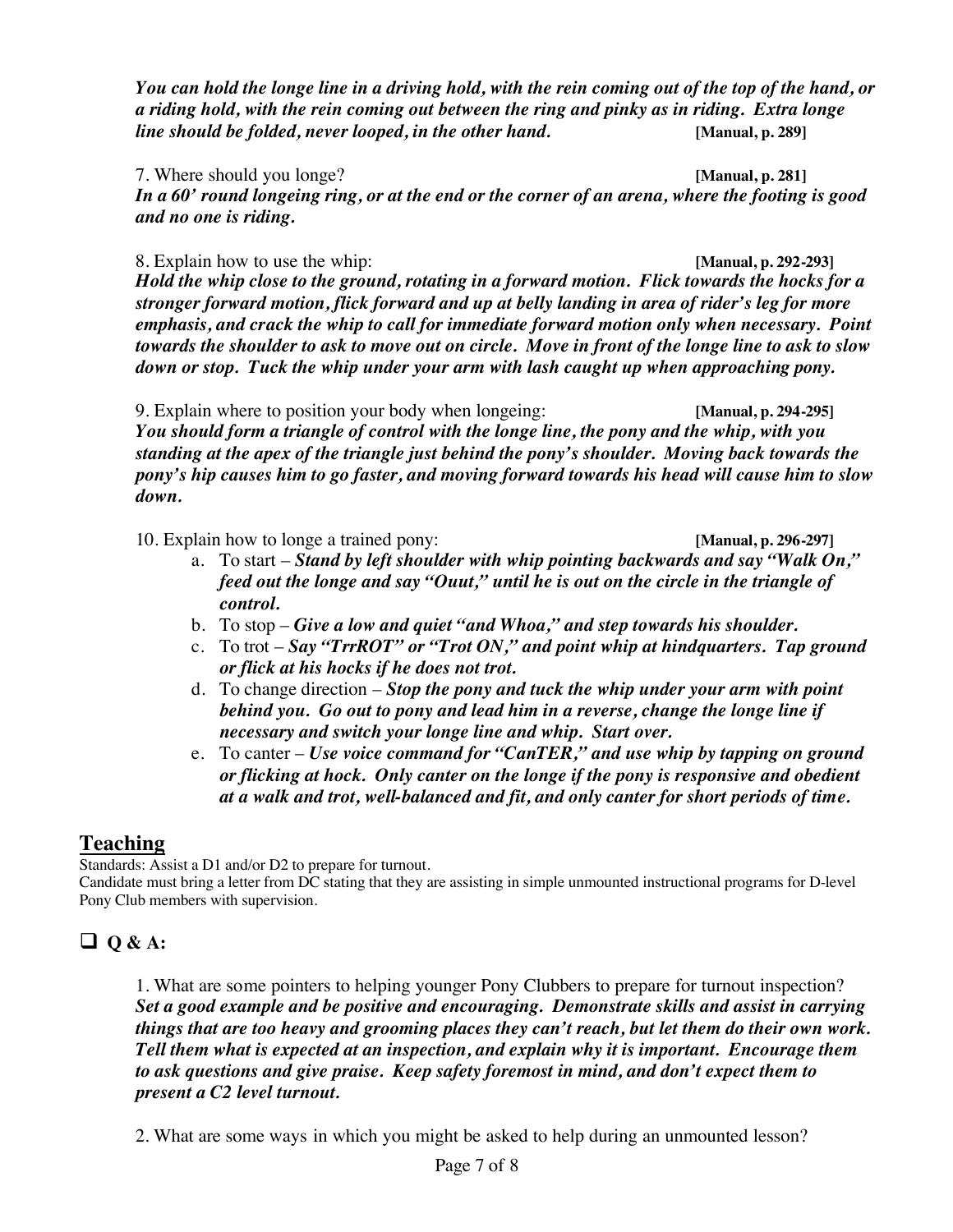***You can hold the longe line in a driving hold, with the rein coming out of the top of the hand, or a riding hold, with the rein coming out between the ring and pinky as in riding. Extra longe line should be folded, never looped, in the other hand.*** **[Manual, p. 289]**

7. Where should you longe? **[Manual, p. 281]**
***In a 60' round longeing ring, or at the end or the corner of an arena, where the footing is good and no one is riding.***

8. Explain how to use the whip: **[Manual, p. 292-293]**
***Hold the whip close to the ground, rotating in a forward motion. Flick towards the hocks for a stronger forward motion, flick forward and up at belly landing in area of rider's leg for more emphasis, and crack the whip to call for immediate forward motion only when necessary. Point towards the shoulder to ask to move out on circle. Move in front of the longe line to ask to slow down or stop. Tuck the whip under your arm with lash caught up when approaching pony.***

9. Explain where to position your body when longeing: **[Manual, p. 294-295]**
***You should form a triangle of control with the longe line, the pony and the whip, with you standing at the apex of the triangle just behind the pony's shoulder. Moving back towards the pony's hip causes him to go faster, and moving forward towards his head will cause him to slow down.***

10. Explain how to longe a trained pony: **[Manual, p. 296-297]**

a. To start – ***Stand by left shoulder with whip pointing backwards and say "Walk On," feed out the longe and say "Ouut," until he is out on the circle in the triangle of control.***
b. To stop – ***Give a low and quiet "and Whoa," and step towards his shoulder.***
c. To trot – ***Say "TrrROT" or "Trot ON," and point whip at hindquarters. Tap ground or flick at his hocks if he does not trot.***
d. To change direction – ***Stop the pony and tuck the whip under your arm with point behind you. Go out to pony and lead him in a reverse, change the longe line if necessary and switch your longe line and whip. Start over.***
e. To canter – ***Use voice command for "CanTER," and use whip by tapping on ground or flicking at hock. Only canter on the longe if the pony is responsive and obedient at a walk and trot, well-balanced and fit, and only canter for short periods of time.***

## Teaching

Standards: Assist a D1 and/or D2 to prepare for turnout.
Candidate must bring a letter from DC stating that they are assisting in simple unmounted instructional programs for D-level Pony Club members with supervision.

### ❑ Q & A:

1. What are some pointers to helping younger Pony Clubbers to prepare for turnout inspection?
***Set a good example and be positive and encouraging. Demonstrate skills and assist in carrying things that are too heavy and grooming places they can't reach, but let them do their own work. Tell them what is expected at an inspection, and explain why it is important. Encourage them to ask questions and give praise. Keep safety foremost in mind, and don't expect them to present a C2 level turnout.***

2. What are some ways in which you might be asked to help during an unmounted lesson?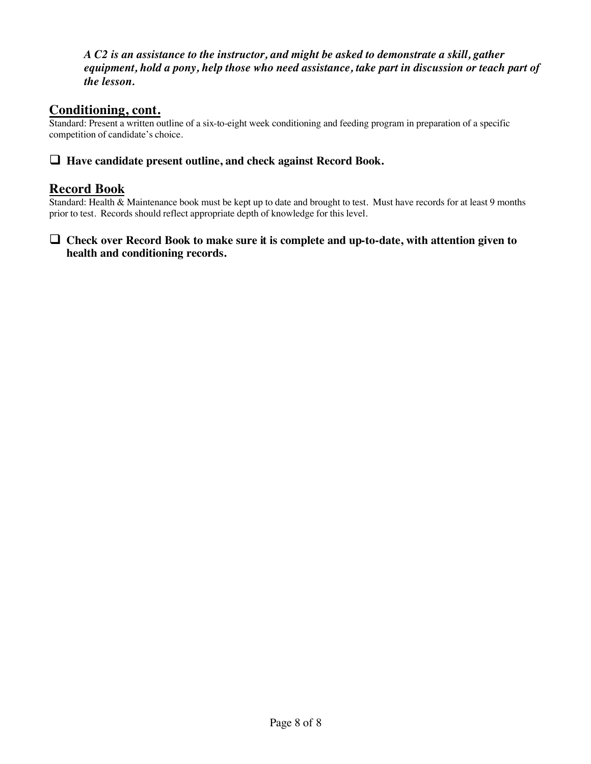***A C2 is an assistance to the instructor, and might be asked to demonstrate a skill, gather equipment, hold a pony, help those who need assistance, take part in discussion or teach part of the lesson.***

## Conditioning, cont.

Standard: Present a written outline of a six-to-eight week conditioning and feeding program in preparation of a specific competition of candidate's choice.

- ❑ **Have candidate present outline, and check against Record Book.**

## Record Book

Standard: Health & Maintenance book must be kept up to date and brought to test. Must have records for at least 9 months prior to test. Records should reflect appropriate depth of knowledge for this level.

- ❑ **Check over Record Book to make sure it is complete and up-to-date, with attention given to health and conditioning records.**